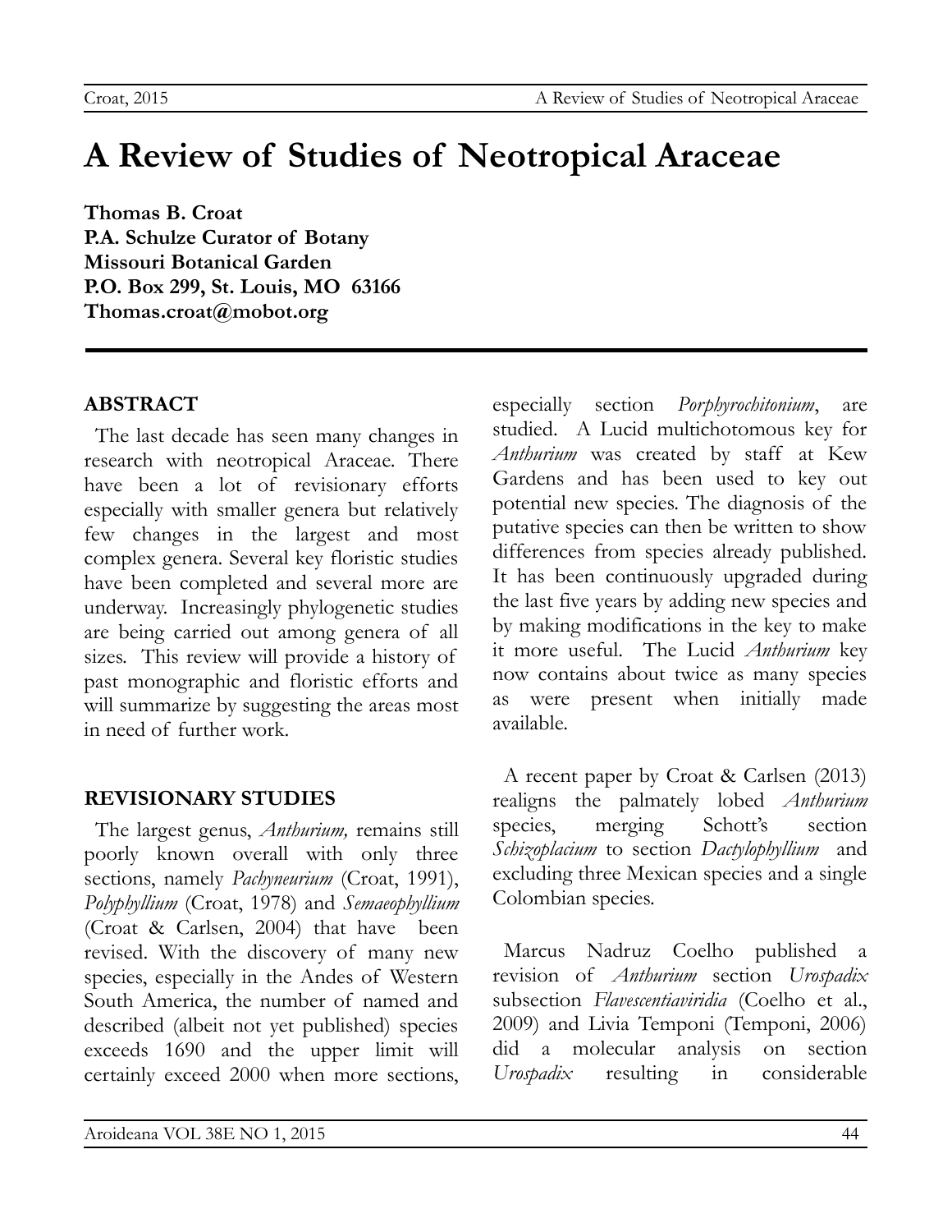# A Review of Studies of Neotropical Araceae

**Thomas B. Croat**
**P.A. Schulze Curator of Botany**
**Missouri Botanical Garden**
**P.O. Box 299, St. Louis, MO 63166**
**Thomas.croat@mobot.org**

## ABSTRACT

The last decade has seen many changes in research with neotropical Araceae. There have been a lot of revisionary efforts especially with smaller genera but relatively few changes in the largest and most complex genera. Several key floristic studies have been completed and several more are underway. Increasingly phylogenetic studies are being carried out among genera of all sizes. This review will provide a history of past monographic and floristic efforts and will summarize by suggesting the areas most in need of further work.

## REVISIONARY STUDIES

The largest genus, *Anthurium,* remains still poorly known overall with only three sections, namely *Pachyneurium* (Croat, 1991), *Polyphyllium* (Croat, 1978) and *Semaeophyllium* (Croat & Carlsen, 2004) that have been revised. With the discovery of many new species, especially in the Andes of Western South America, the number of named and described (albeit not yet published) species exceeds 1690 and the upper limit will certainly exceed 2000 when more sections, especially section *Porphyrochitonium*, are studied. A Lucid multichotomous key for *Anthurium* was created by staff at Kew Gardens and has been used to key out potential new species. The diagnosis of the putative species can then be written to show differences from species already published. It has been continuously upgraded during the last five years by adding new species and by making modifications in the key to make it more useful. The Lucid *Anthurium* key now contains about twice as many species as were present when initially made available.

A recent paper by Croat & Carlsen (2013) realigns the palmately lobed *Anthurium* species, merging Schott's section *Schizoplacium* to section *Dactylophyllium* and excluding three Mexican species and a single Colombian species.

Marcus Nadruz Coelho published a revision of *Anthurium* section *Urospadix* subsection *Flavescentiaviridia* (Coelho et al., 2009) and Livia Temponi (Temponi, 2006) did a molecular analysis on section *Urospadix* resulting in considerable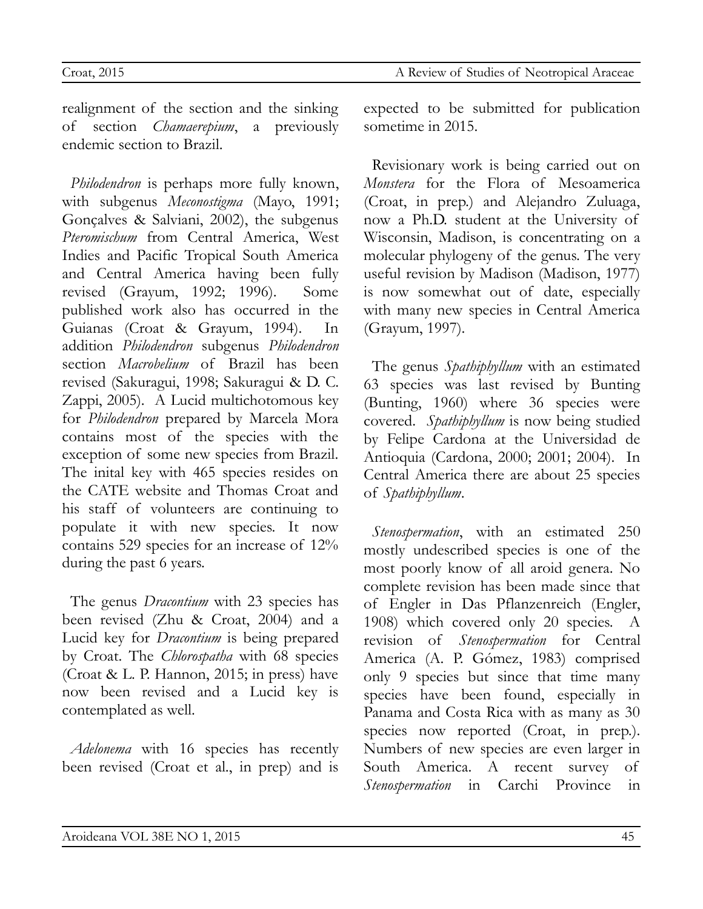realignment of the section and the sinking of section *Chamaerepium*, a previously endemic section to Brazil.

*Philodendron* is perhaps more fully known, with subgenus *Meconostigma* (Mayo, 1991; Gonçalves & Salviani, 2002), the subgenus *Pteromischum* from Central America, West Indies and Pacific Tropical South America and Central America having been fully revised (Grayum, 1992; 1996). Some published work also has occurred in the Guianas (Croat & Grayum, 1994). In addition *Philodendron* subgenus *Philodendron* section *Macrobelium* of Brazil has been revised (Sakuragui, 1998; Sakuragui & D. C. Zappi, 2005). A Lucid multichotomous key for *Philodendron* prepared by Marcela Mora contains most of the species with the exception of some new species from Brazil. The inital key with 465 species resides on the CATE website and Thomas Croat and his staff of volunteers are continuing to populate it with new species. It now contains 529 species for an increase of 12% during the past 6 years.

The genus *Dracontium* with 23 species has been revised (Zhu & Croat, 2004) and a Lucid key for *Dracontium* is being prepared by Croat. The *Chlorospatha* with 68 species (Croat & L. P. Hannon, 2015; in press) have now been revised and a Lucid key is contemplated as well.

*Adelonema* with 16 species has recently been revised (Croat et al., in prep) and is expected to be submitted for publication sometime in 2015.

Revisionary work is being carried out on *Monstera* for the Flora of Mesoamerica (Croat, in prep.) and Alejandro Zuluaga, now a Ph.D. student at the University of Wisconsin, Madison, is concentrating on a molecular phylogeny of the genus. The very useful revision by Madison (Madison, 1977) is now somewhat out of date, especially with many new species in Central America (Grayum, 1997).

The genus *Spathiphyllum* with an estimated 63 species was last revised by Bunting (Bunting, 1960) where 36 species were covered. *Spathiphyllum* is now being studied by Felipe Cardona at the Universidad de Antioquia (Cardona, 2000; 2001; 2004). In Central America there are about 25 species of *Spathiphyllum*.

*Stenospermation*, with an estimated 250 mostly undescribed species is one of the most poorly know of all aroid genera. No complete revision has been made since that of Engler in Das Pflanzenreich (Engler, 1908) which covered only 20 species. A revision of *Stenospermation* for Central America (A. P. Gómez, 1983) comprised only 9 species but since that time many species have been found, especially in Panama and Costa Rica with as many as 30 species now reported (Croat, in prep.). Numbers of new species are even larger in South America. A recent survey of *Stenospermation* in Carchi Province in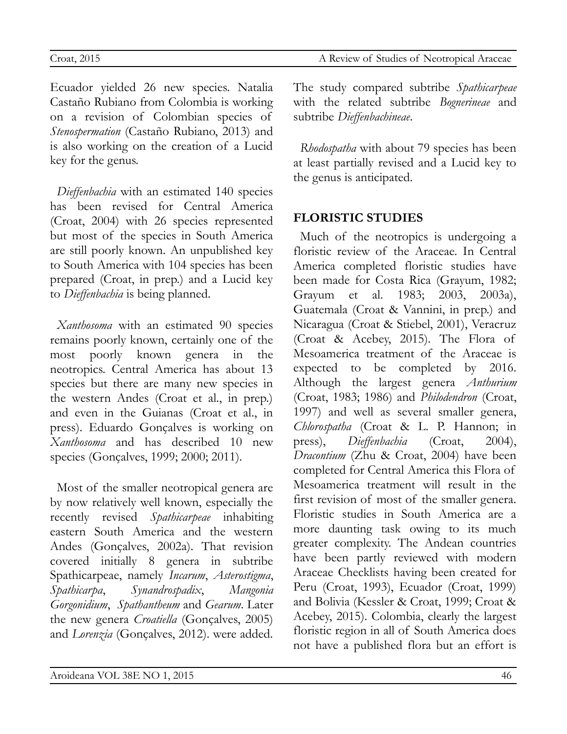Ecuador yielded 26 new species. Natalia Castaño Rubiano from Colombia is working on a revision of Colombian species of *Stenospermation* (Castaño Rubiano, 2013) and is also working on the creation of a Lucid key for the genus.

*Dieffenbachia* with an estimated 140 species has been revised for Central America (Croat, 2004) with 26 species represented but most of the species in South America are still poorly known. An unpublished key to South America with 104 species has been prepared (Croat, in prep.) and a Lucid key to *Dieffenbachia* is being planned.

*Xanthosoma* with an estimated 90 species remains poorly known, certainly one of the most poorly known genera in the neotropics. Central America has about 13 species but there are many new species in the western Andes (Croat et al., in prep.) and even in the Guianas (Croat et al., in press). Eduardo Gonçalves is working on *Xanthosoma* and has described 10 new species (Gonçalves, 1999; 2000; 2011).

Most of the smaller neotropical genera are by now relatively well known, especially the recently revised *Spathicarpeae* inhabiting eastern South America and the western Andes (Gonçalves, 2002a). That revision covered initially 8 genera in subtribe Spathicarpeae, namely *Incarum*, *Asterostigma*, *Spathicarpa*, *Synandrospadix*, *Mangonia* *Gorgonidium*, *Spathantheum* and *Gearum*. Later the new genera *Croatiella* (Gonçalves, 2005) and *Lorenzia* (Gonçalves, 2012). were added. The study compared subtribe *Spathicarpeae* with the related subtribe *Bognerineae* and subtribe *Dieffenbachineae*.

*Rhodospatha* with about 79 species has been at least partially revised and a Lucid key to the genus is anticipated.

## FLORISTIC STUDIES

Much of the neotropics is undergoing a floristic review of the Araceae. In Central America completed floristic studies have been made for Costa Rica (Grayum, 1982; Grayum et al. 1983; 2003, 2003a), Guatemala (Croat & Vannini, in prep.) and Nicaragua (Croat & Stiebel, 2001), Veracruz (Croat & Acebey, 2015). The Flora of Mesoamerica treatment of the Araceae is expected to be completed by 2016. Although the largest genera *Anthurium* (Croat, 1983; 1986) and *Philodendron* (Croat, 1997) and well as several smaller genera, *Chlorospatha* (Croat & L. P. Hannon; in press), *Dieffenbachia* (Croat, 2004), *Dracontium* (Zhu & Croat, 2004) have been completed for Central America this Flora of Mesoamerica treatment will result in the first revision of most of the smaller genera. Floristic studies in South America are a more daunting task owing to its much greater complexity. The Andean countries have been partly reviewed with modern Araceae Checklists having been created for Peru (Croat, 1993), Ecuador (Croat, 1999) and Bolivia (Kessler & Croat, 1999; Croat & Acebey, 2015). Colombia, clearly the largest floristic region in all of South America does not have a published flora but an effort is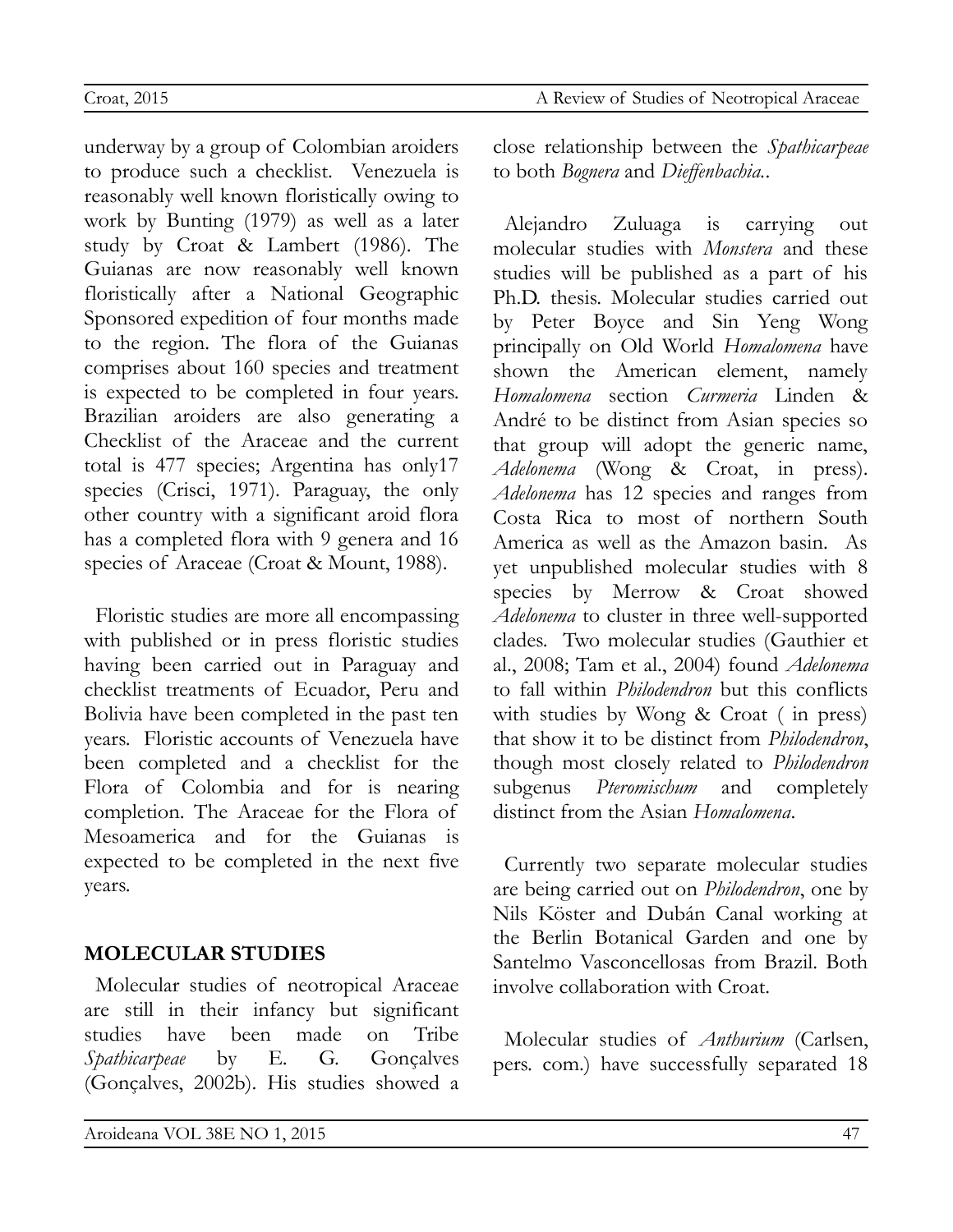underway by a group of Colombian aroiders to produce such a checklist. Venezuela is reasonably well known floristically owing to work by Bunting (1979) as well as a later study by Croat & Lambert (1986). The Guianas are now reasonably well known floristically after a National Geographic Sponsored expedition of four months made to the region. The flora of the Guianas comprises about 160 species and treatment is expected to be completed in four years. Brazilian aroiders are also generating a Checklist of the Araceae and the current total is 477 species; Argentina has only17 species (Crisci, 1971). Paraguay, the only other country with a significant aroid flora has a completed flora with 9 genera and 16 species of Araceae (Croat & Mount, 1988).

Floristic studies are more all encompassing with published or in press floristic studies having been carried out in Paraguay and checklist treatments of Ecuador, Peru and Bolivia have been completed in the past ten years. Floristic accounts of Venezuela have been completed and a checklist for the Flora of Colombia and for is nearing completion. The Araceae for the Flora of Mesoamerica and for the Guianas is expected to be completed in the next five years.

## MOLECULAR STUDIES

Molecular studies of neotropical Araceae are still in their infancy but significant studies have been made on Tribe *Spathicarpeae* by E. G. Gonçalves (Gonçalves, 2002b). His studies showed a close relationship between the *Spathicarpeae* to both *Bognera* and *Dieffenbachia*..

Alejandro Zuluaga is carrying out molecular studies with *Monstera* and these studies will be published as a part of his Ph.D. thesis. Molecular studies carried out by Peter Boyce and Sin Yeng Wong principally on Old World *Homalomena* have shown the American element, namely *Homalomena* section *Curmeria* Linden & André to be distinct from Asian species so that group will adopt the generic name, *Adelonema* (Wong & Croat, in press). *Adelonema* has 12 species and ranges from Costa Rica to most of northern South America as well as the Amazon basin. As yet unpublished molecular studies with 8 species by Merrow & Croat showed *Adelonema* to cluster in three well-supported clades. Two molecular studies (Gauthier et al., 2008; Tam et al., 2004) found *Adelonema* to fall within *Philodendron* but this conflicts with studies by Wong & Croat ( in press) that show it to be distinct from *Philodendron*, though most closely related to *Philodendron* subgenus *Pteromischum* and completely distinct from the Asian *Homalomena*.

Currently two separate molecular studies are being carried out on *Philodendron*, one by Nils Köster and Dubán Canal working at the Berlin Botanical Garden and one by Santelmo Vasconcellosas from Brazil. Both involve collaboration with Croat.

Molecular studies of *Anthurium* (Carlsen, pers. com.) have successfully separated 18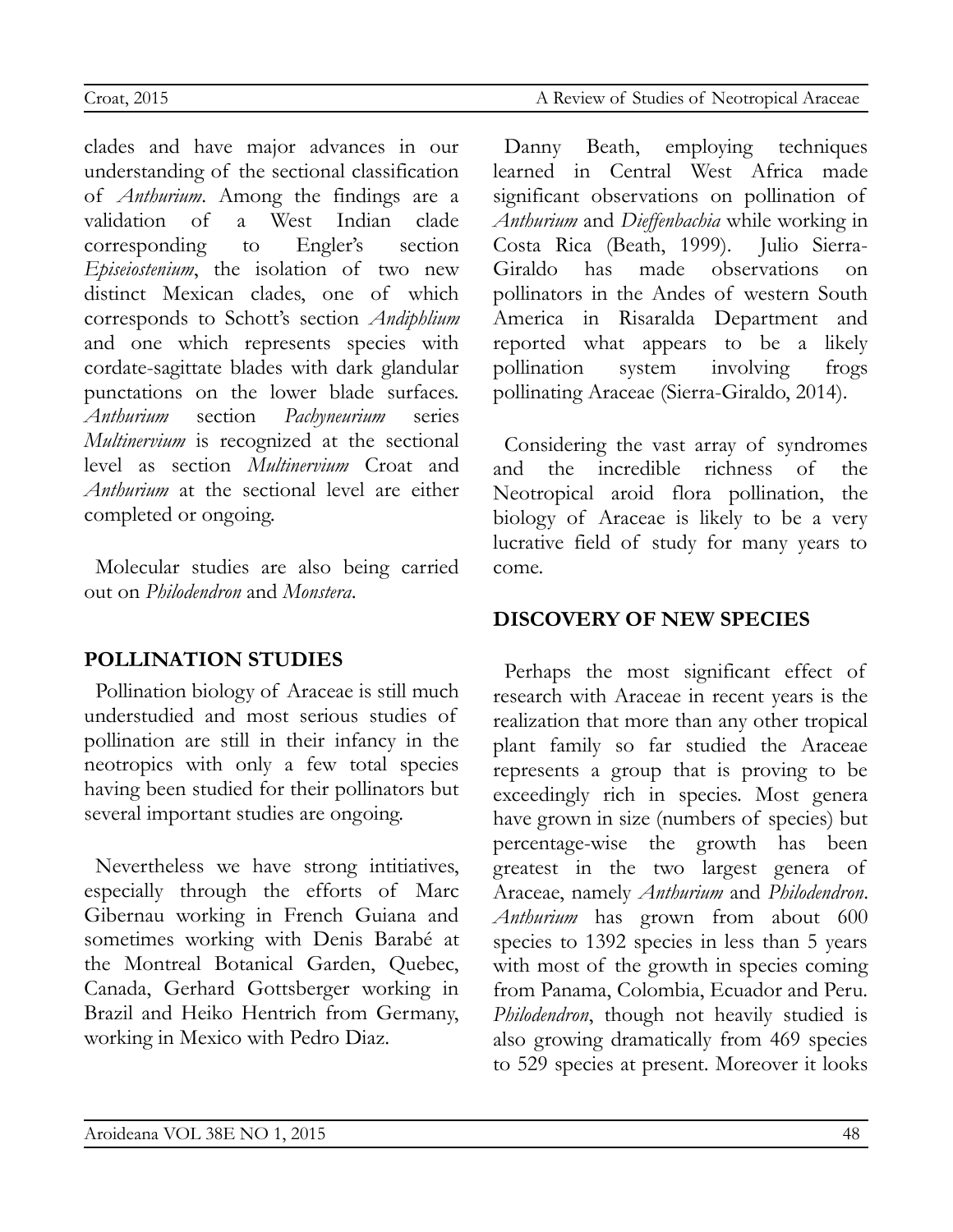clades and have major advances in our understanding of the sectional classification of *Anthurium*. Among the findings are a validation of a West Indian clade corresponding to Engler's section *Episeiostenium*, the isolation of two new distinct Mexican clades, one of which corresponds to Schott's section *Andiphlium* and one which represents species with cordate-sagittate blades with dark glandular punctations on the lower blade surfaces. *Anthurium* section *Pachyneurium* series *Multinervium* is recognized at the sectional level as section *Multinervium* Croat and *Anthurium* at the sectional level are either completed or ongoing.

Molecular studies are also being carried out on *Philodendron* and *Monstera*.

## POLLINATION STUDIES

Pollination biology of Araceae is still much understudied and most serious studies of pollination are still in their infancy in the neotropics with only a few total species having been studied for their pollinators but several important studies are ongoing.

Nevertheless we have strong intitiatives, especially through the efforts of Marc Gibernau working in French Guiana and sometimes working with Denis Barabé at the Montreal Botanical Garden, Quebec, Canada, Gerhard Gottsberger working in Brazil and Heiko Hentrich from Germany, working in Mexico with Pedro Diaz.

Danny Beath, employing techniques learned in Central West Africa made significant observations on pollination of *Anthurium* and *Dieffenbachia* while working in Costa Rica (Beath, 1999). Julio Sierra-Giraldo has made observations on pollinators in the Andes of western South America in Risaralda Department and reported what appears to be a likely pollination system involving frogs pollinating Araceae (Sierra-Giraldo, 2014).

Considering the vast array of syndromes and the incredible richness of the Neotropical aroid flora pollination, the biology of Araceae is likely to be a very lucrative field of study for many years to come.

## DISCOVERY OF NEW SPECIES

Perhaps the most significant effect of research with Araceae in recent years is the realization that more than any other tropical plant family so far studied the Araceae represents a group that is proving to be exceedingly rich in species. Most genera have grown in size (numbers of species) but percentage-wise the growth has been greatest in the two largest genera of Araceae, namely *Anthurium* and *Philodendron*. *Anthurium* has grown from about 600 species to 1392 species in less than 5 years with most of the growth in species coming from Panama, Colombia, Ecuador and Peru. *Philodendron*, though not heavily studied is also growing dramatically from 469 species to 529 species at present. Moreover it looks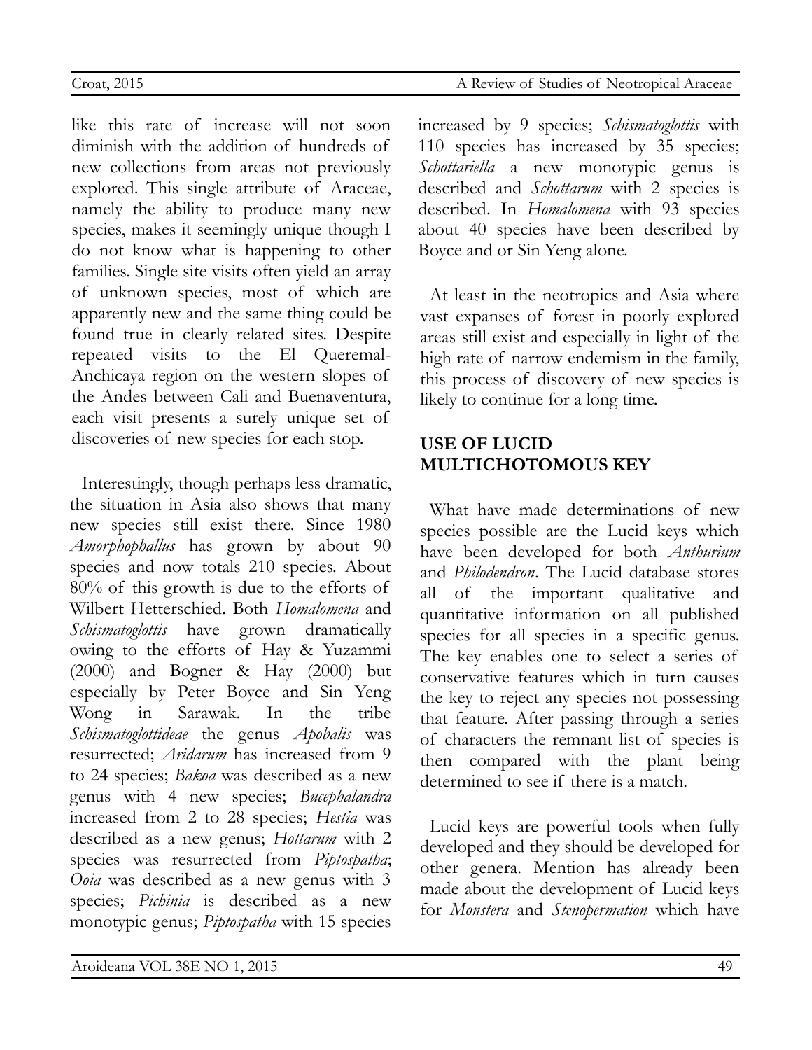like this rate of increase will not soon diminish with the addition of hundreds of new collections from areas not previously explored. This single attribute of Araceae, namely the ability to produce many new species, makes it seemingly unique though I do not know what is happening to other families. Single site visits often yield an array of unknown species, most of which are apparently new and the same thing could be found true in clearly related sites. Despite repeated visits to the El Queremal-Anchicaya region on the western slopes of the Andes between Cali and Buenaventura, each visit presents a surely unique set of discoveries of new species for each stop.

Interestingly, though perhaps less dramatic, the situation in Asia also shows that many new species still exist there. Since 1980 *Amorphophallus* has grown by about 90 species and now totals 210 species. About 80% of this growth is due to the efforts of Wilbert Hetterschied. Both *Homalomena* and *Schismatoglottis* have grown dramatically owing to the efforts of Hay & Yuzammi (2000) and Bogner & Hay (2000) but especially by Peter Boyce and Sin Yeng Wong in Sarawak. In the tribe *Schismatoglottideae* the genus *Apobalis* was resurrected; *Aridarum* has increased from 9 to 24 species; *Bakoa* was described as a new genus with 4 new species; *Bucephalandra* increased from 2 to 28 species; *Hestia* was described as a new genus; *Hottarum* with 2 species was resurrected from *Piptospatha*; *Ooia* was described as a new genus with 3 species; *Pichinia* is described as a new monotypic genus; *Piptospatha* with 15 species increased by 9 species; *Schismatoglottis* with 110 species has increased by 35 species; *Schottariella* a new monotypic genus is described and *Schottarum* with 2 species is described. In *Homalomena* with 93 species about 40 species have been described by Boyce and or Sin Yeng alone.

At least in the neotropics and Asia where vast expanses of forest in poorly explored areas still exist and especially in light of the high rate of narrow endemism in the family, this process of discovery of new species is likely to continue for a long time.

## USE OF LUCID MULTICHOTOMOUS KEY

What have made determinations of new species possible are the Lucid keys which have been developed for both *Anthurium* and *Philodendron*. The Lucid database stores all of the important qualitative and quantitative information on all published species for all species in a specific genus. The key enables one to select a series of conservative features which in turn causes the key to reject any species not possessing that feature. After passing through a series of characters the remnant list of species is then compared with the plant being determined to see if there is a match.

Lucid keys are powerful tools when fully developed and they should be developed for other genera. Mention has already been made about the development of Lucid keys for *Monstera* and *Stenopermation* which have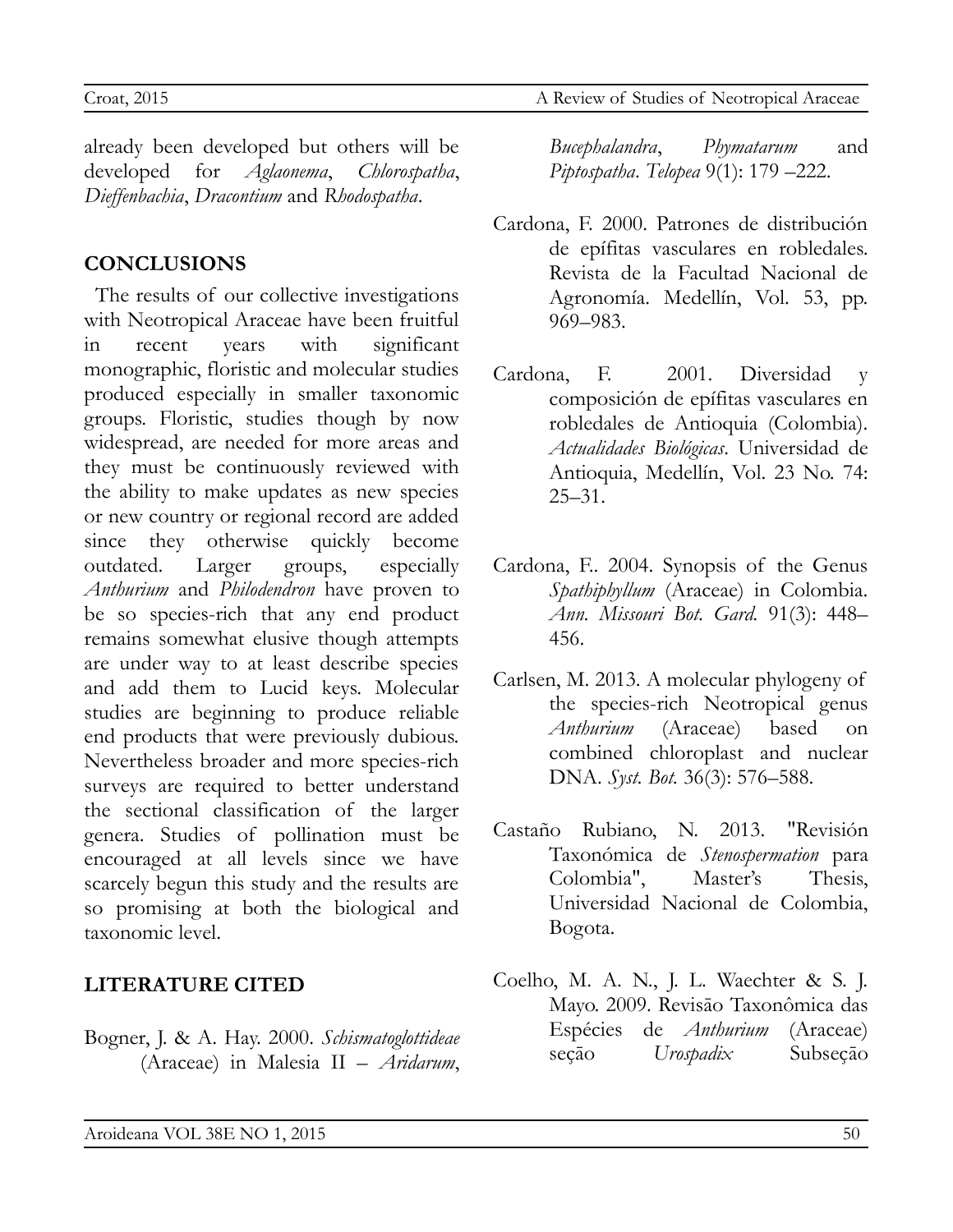already been developed but others will be developed for *Aglaonema*, *Chlorospatha*, *Dieffenbachia*, *Dracontium* and *Rhodospatha*.

## CONCLUSIONS

The results of our collective investigations with Neotropical Araceae have been fruitful in recent years with significant monographic, floristic and molecular studies produced especially in smaller taxonomic groups. Floristic, studies though by now widespread, are needed for more areas and they must be continuously reviewed with the ability to make updates as new species or new country or regional record are added since they otherwise quickly become outdated. Larger groups, especially *Anthurium* and *Philodendron* have proven to be so species-rich that any end product remains somewhat elusive though attempts are under way to at least describe species and add them to Lucid keys. Molecular studies are beginning to produce reliable end products that were previously dubious. Nevertheless broader and more species-rich surveys are required to better understand the sectional classification of the larger genera. Studies of pollination must be encouraged at all levels since we have scarcely begun this study and the results are so promising at both the biological and taxonomic level.

## LITERATURE CITED

Bogner, J. & A. Hay. 2000. *Schismatoglottideae* (Araceae) in Malesia II – *Aridarum*, *Bucephalandra*, *Phymatarum* and *Piptospatha*. *Telopea* 9(1): 179 –222.

Cardona, F. 2000. Patrones de distribución de epífitas vasculares en robledales. Revista de la Facultad Nacional de Agronomía. Medellín, Vol. 53, pp. 969–983.

Cardona, F. 2001. Diversidad y composición de epífitas vasculares en robledales de Antioquia (Colombia). *Actualidades Biológicas*. Universidad de Antioquia, Medellín, Vol. 23 No. 74: 25–31.

Cardona, F.. 2004. Synopsis of the Genus *Spathiphyllum* (Araceae) in Colombia. *Ann. Missouri Bot. Gard.* 91(3): 448–456.

Carlsen, M. 2013. A molecular phylogeny of the species-rich Neotropical genus *Anthurium* (Araceae) based on combined chloroplast and nuclear DNA. *Syst. Bot.* 36(3): 576–588.

Castaño Rubiano, N. 2013. "Revisión Taxonómica de *Stenospermation* para Colombia", Master's Thesis, Universidad Nacional de Colombia, Bogota.

Coelho, M. A. N., J. L. Waechter & S. J. Mayo. 2009. Revisão Taxonômica das Espécies de *Anthurium* (Araceae) seção *Urospadix* Subseção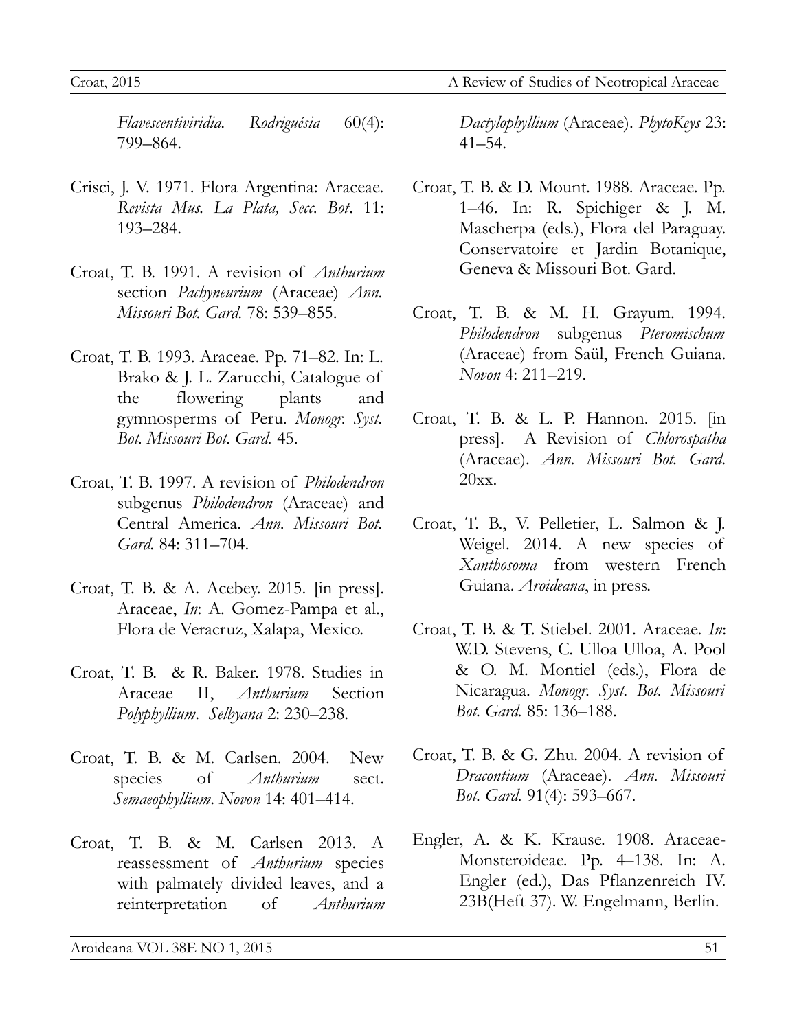*Flavescentiviridia*. *Rodriguésia* 60(4): 799–864.

Crisci, J. V. 1971. Flora Argentina: Araceae. *Revista Mus. La Plata, Secc. Bot*. 11: 193–284.

Croat, T. B. 1991. A revision of *Anthurium* section *Pachyneurium* (Araceae) *Ann. Missouri Bot. Gard.* 78: 539–855.

Croat, T. B. 1993. Araceae. Pp. 71–82. In: L. Brako & J. L. Zarucchi, Catalogue of the flowering plants and gymnosperms of Peru. *Monogr. Syst. Bot. Missouri Bot. Gard.* 45.

Croat, T. B. 1997. A revision of *Philodendron* subgenus *Philodendron* (Araceae) and Central America. *Ann. Missouri Bot. Gard.* 84: 311–704.

Croat, T. B. & A. Acebey. 2015. [in press]. Araceae, *In*: A. Gomez-Pampa et al., Flora de Veracruz, Xalapa, Mexico.

Croat, T. B. & R. Baker. 1978. Studies in Araceae II, *Anthurium* Section *Polyphyllium*. *Selbyana* 2: 230–238.

Croat, T. B. & M. Carlsen. 2004. New species of *Anthurium* sect. *Semaeophyllium*. *Novon* 14: 401–414.

Croat, T. B. & M. Carlsen 2013. A reassessment of *Anthurium* species with palmately divided leaves, and a reinterpretation of *Anthurium Dactylophyllium* (Araceae). *PhytoKeys* 23: 41–54.

Croat, T. B. & D. Mount. 1988. Araceae. Pp. 1–46. In: R. Spichiger & J. M. Mascherpa (eds.), Flora del Paraguay. Conservatoire et Jardin Botanique, Geneva & Missouri Bot. Gard.

Croat, T. B. & M. H. Grayum. 1994. *Philodendron* subgenus *Pteromischum* (Araceae) from Saül, French Guiana. *Novon* 4: 211–219.

Croat, T. B. & L. P. Hannon. 2015. [in press]. A Revision of *Chlorospatha* (Araceae). *Ann. Missouri Bot. Gard.* 20xx.

Croat, T. B., V. Pelletier, L. Salmon & J. Weigel. 2014. A new species of *Xanthosoma* from western French Guiana. *Aroideana*, in press.

Croat, T. B. & T. Stiebel. 2001. Araceae. *In*: W.D. Stevens, C. Ulloa Ulloa, A. Pool & O. M. Montiel (eds.), Flora de Nicaragua. *Monogr. Syst. Bot. Missouri Bot. Gard.* 85: 136–188.

Croat, T. B. & G. Zhu. 2004. A revision of *Dracontium* (Araceae). *Ann. Missouri Bot. Gard.* 91(4): 593–667.

Engler, A. & K. Krause. 1908. Araceae-Monsteroideae. Pp. 4–138. In: A. Engler (ed.), Das Pflanzenreich IV. 23B(Heft 37). W. Engelmann, Berlin.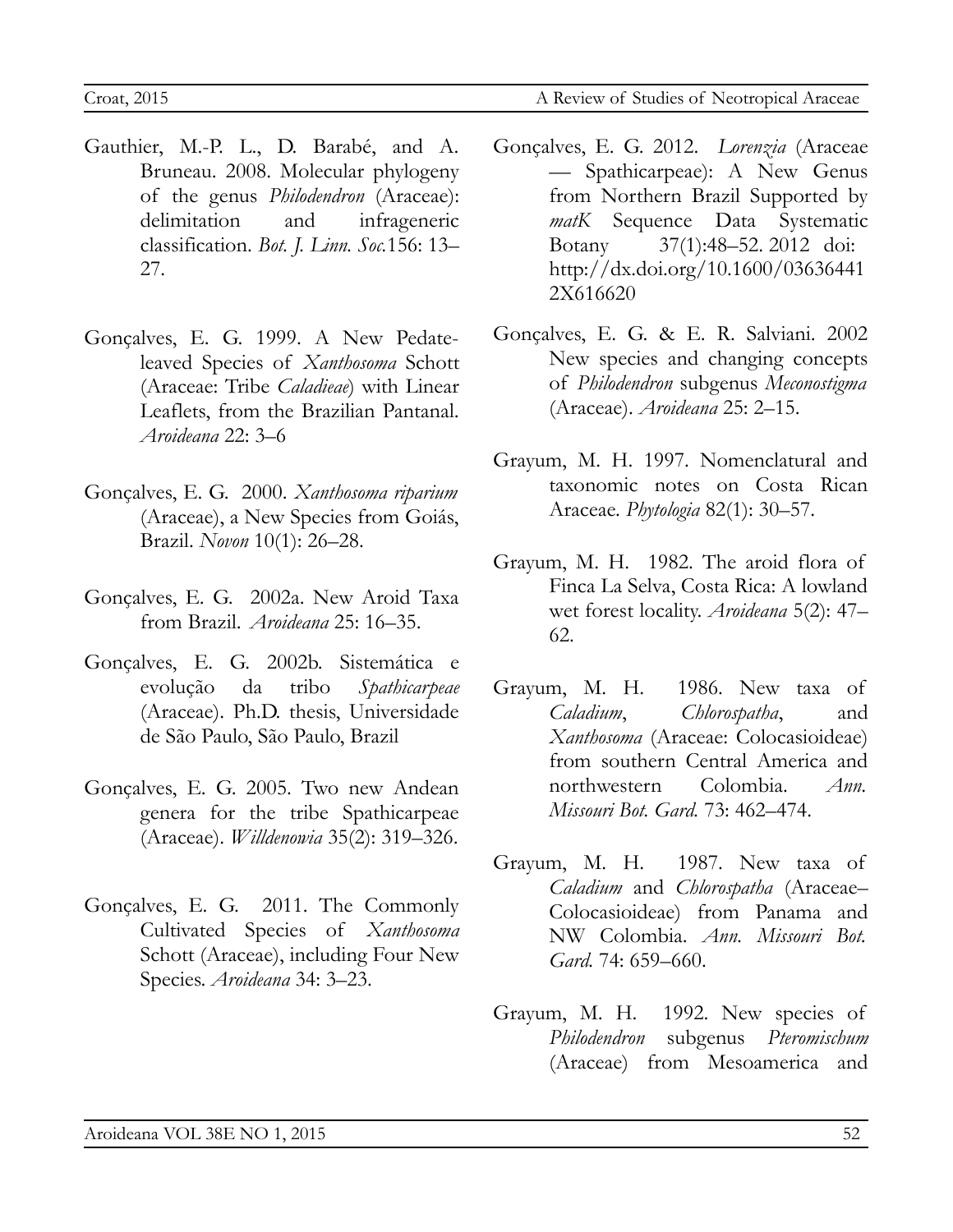Gauthier, M.-P. L., D. Barabé, and A. Bruneau. 2008. Molecular phylogeny of the genus *Philodendron* (Araceae): delimitation and infrageneric classification. *Bot. J. Linn. Soc.*156: 13–27.

Gonçalves, E. G. 1999. A New Pedate-leaved Species of *Xanthosoma* Schott (Araceae: Tribe *Caladieae*) with Linear Leaflets, from the Brazilian Pantanal. *Aroideana* 22: 3–6

Gonçalves, E. G. 2000. *Xanthosoma riparium* (Araceae), a New Species from Goiás, Brazil. *Novon* 10(1): 26–28.

Gonçalves, E. G. 2002a. New Aroid Taxa from Brazil. *Aroideana* 25: 16–35.

Gonçalves, E. G. 2002b. Sistemática e evolução da tribo *Spathicarpeae* (Araceae). Ph.D. thesis, Universidade de São Paulo, São Paulo, Brazil

Gonçalves, E. G. 2005. Two new Andean genera for the tribe Spathicarpeae (Araceae). *Willdenowia* 35(2): 319–326.

Gonçalves, E. G. 2011. The Commonly Cultivated Species of *Xanthosoma* Schott (Araceae), including Four New Species. *Aroideana* 34: 3–23.

Gonçalves, E. G. 2012. *Lorenzia* (Araceae — Spathicarpeae): A New Genus from Northern Brazil Supported by *matK* Sequence Data Systematic Botany 37(1):48–52. 2012 doi: http://dx.doi.org/10.1600/036364412X616620

Gonçalves, E. G. & E. R. Salviani. 2002 New species and changing concepts of *Philodendron* subgenus *Meconostigma* (Araceae). *Aroideana* 25: 2–15.

Grayum, M. H. 1997. Nomenclatural and taxonomic notes on Costa Rican Araceae. *Phytologia* 82(1): 30–57.

Grayum, M. H. 1982. The aroid flora of Finca La Selva, Costa Rica: A lowland wet forest locality. *Aroideana* 5(2): 47–62.

Grayum, M. H. 1986. New taxa of *Caladium*, *Chlorospatha*, and *Xanthosoma* (Araceae: Colocasioideae) from southern Central America and northwestern Colombia. *Ann. Missouri Bot. Gard.* 73: 462–474.

Grayum, M. H. 1987. New taxa of *Caladium* and *Chlorospatha* (Araceae–Colocasioideae) from Panama and NW Colombia. *Ann. Missouri Bot. Gard.* 74: 659–660.

Grayum, M. H. 1992. New species of *Philodendron* subgenus *Pteromischum* (Araceae) from Mesoamerica and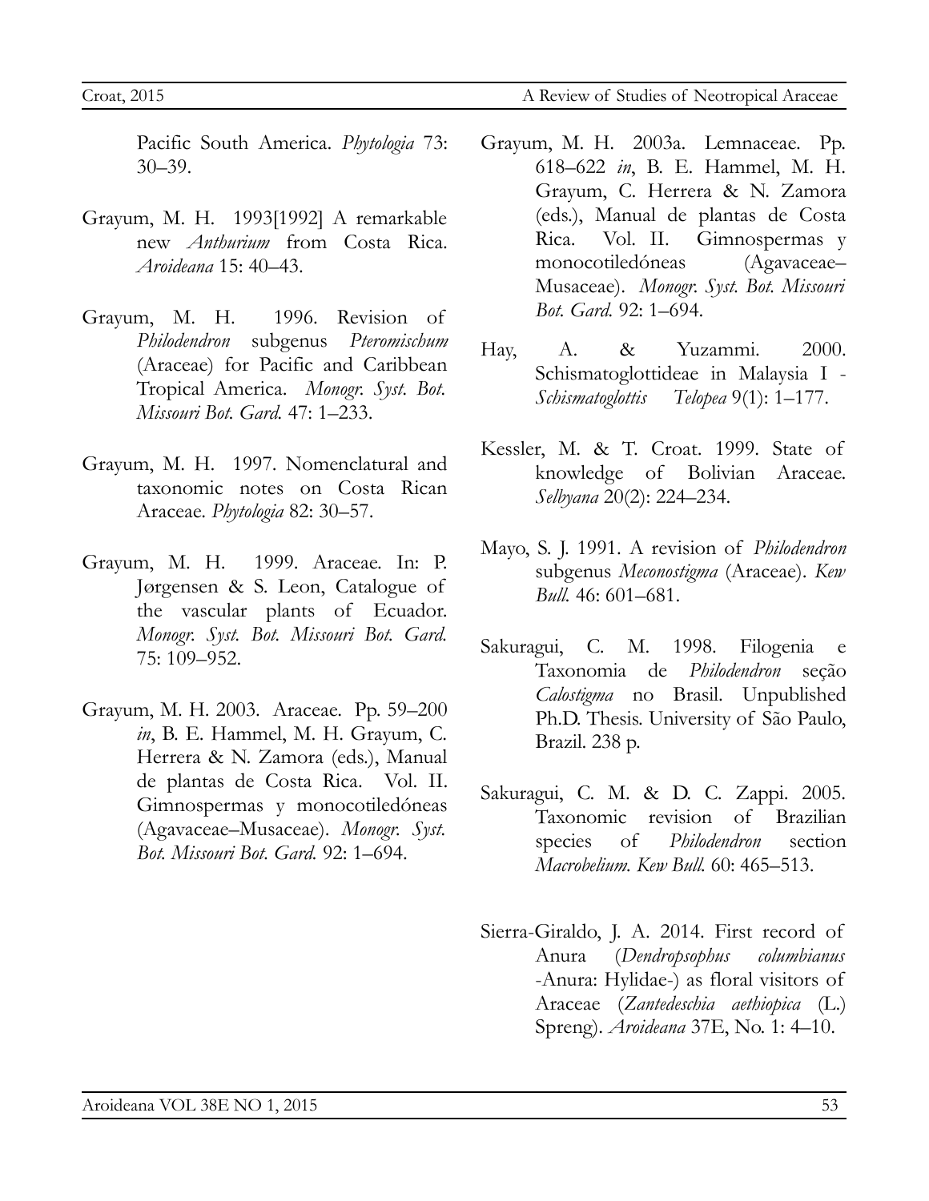Pacific South America. *Phytologia* 73: 30–39.

Grayum, M. H. 1993[1992] A remarkable new *Anthurium* from Costa Rica. *Aroideana* 15: 40–43.

Grayum, M. H. 1996. Revision of *Philodendron* subgenus *Pteromischum* (Araceae) for Pacific and Caribbean Tropical America. *Monogr. Syst. Bot. Missouri Bot. Gard.* 47: 1–233.

Grayum, M. H. 1997. Nomenclatural and taxonomic notes on Costa Rican Araceae. *Phytologia* 82: 30–57.

Grayum, M. H. 1999. Araceae. In: P. Jørgensen & S. Leon, Catalogue of the vascular plants of Ecuador. *Monogr. Syst. Bot. Missouri Bot. Gard.* 75: 109–952.

Grayum, M. H. 2003. Araceae. Pp. 59–200 *in*, B. E. Hammel, M. H. Grayum, C. Herrera & N. Zamora (eds.), Manual de plantas de Costa Rica. Vol. II. Gimnospermas y monocotiledóneas (Agavaceae–Musaceae). *Monogr. Syst. Bot. Missouri Bot. Gard.* 92: 1–694.

Grayum, M. H. 2003a. Lemnaceae. Pp. 618–622 *in*, B. E. Hammel, M. H. Grayum, C. Herrera & N. Zamora (eds.), Manual de plantas de Costa Rica. Vol. II. Gimnospermas y monocotiledóneas (Agavaceae–Musaceae). *Monogr. Syst. Bot. Missouri Bot. Gard.* 92: 1–694.

Hay, A. & Yuzammi. 2000. Schismatoglottideae in Malaysia I - *Schismatoglottis* *Telopea* 9(1): 1–177.

Kessler, M. & T. Croat. 1999. State of knowledge of Bolivian Araceae. *Selbyana* 20(2): 224–234.

Mayo, S. J. 1991. A revision of *Philodendron* subgenus *Meconostigma* (Araceae). *Kew Bull.* 46: 601–681.

Sakuragui, C. M. 1998. Filogenia e Taxonomia de *Philodendron* seção *Calostigma* no Brasil. Unpublished Ph.D. Thesis. University of São Paulo, Brazil. 238 p.

Sakuragui, C. M. & D. C. Zappi. 2005. Taxonomic revision of Brazilian species of *Philodendron* section *Macrobelium. Kew Bull.* 60: 465–513.

Sierra-Giraldo, J. A. 2014. First record of Anura (*Dendropsophus columbianus* -Anura: Hylidae-) as floral visitors of Araceae (*Zantedeschia aethiopica* (L.) Spreng). *Aroideana* 37E, No. 1: 4–10.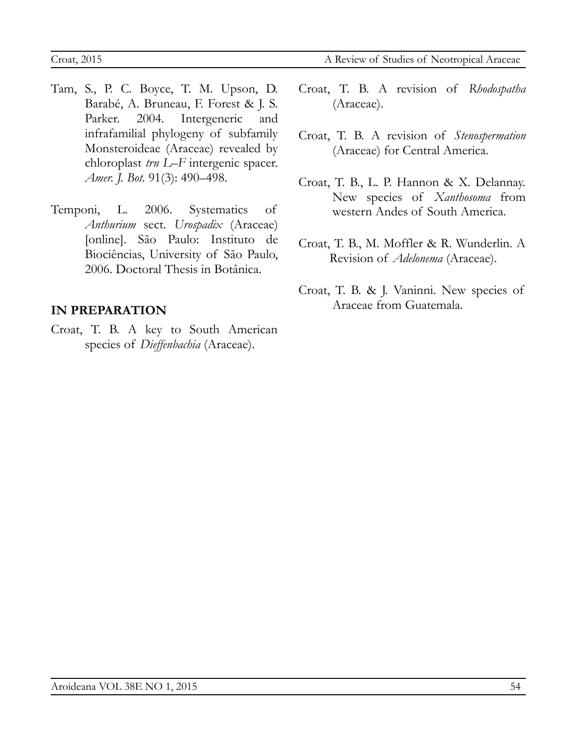Tam, S., P. C. Boyce, T. M. Upson, D. Barabé, A. Bruneau, F. Forest & J. S. Parker. 2004. Intergeneric and infrafamilial phylogeny of subfamily Monsteroideae (Araceae) revealed by chloroplast *trn L–F* intergenic spacer. *Amer. J. Bot.* 91(3): 490–498.

Temponi, L. 2006. Systematics of *Anthurium* sect. *Urospadix* (Araceae) [online]. São Paulo: Instituto de Biociências, University of São Paulo, 2006. Doctoral Thesis in Botânica.

## IN PREPARATION

Croat, T. B. A key to South American species of *Dieffenbachia* (Araceae).

Croat, T. B. A revision of *Rhodospatha* (Araceae).

Croat, T. B. A revision of *Stenospermation* (Araceae) for Central America.

Croat, T. B., L. P. Hannon & X. Delannay. New species of *Xanthosoma* from western Andes of South America.

Croat, T. B., M. Moffler & R. Wunderlin. A Revision of *Adelonema* (Araceae).

Croat, T. B. & J. Vaninni. New species of Araceae from Guatemala.